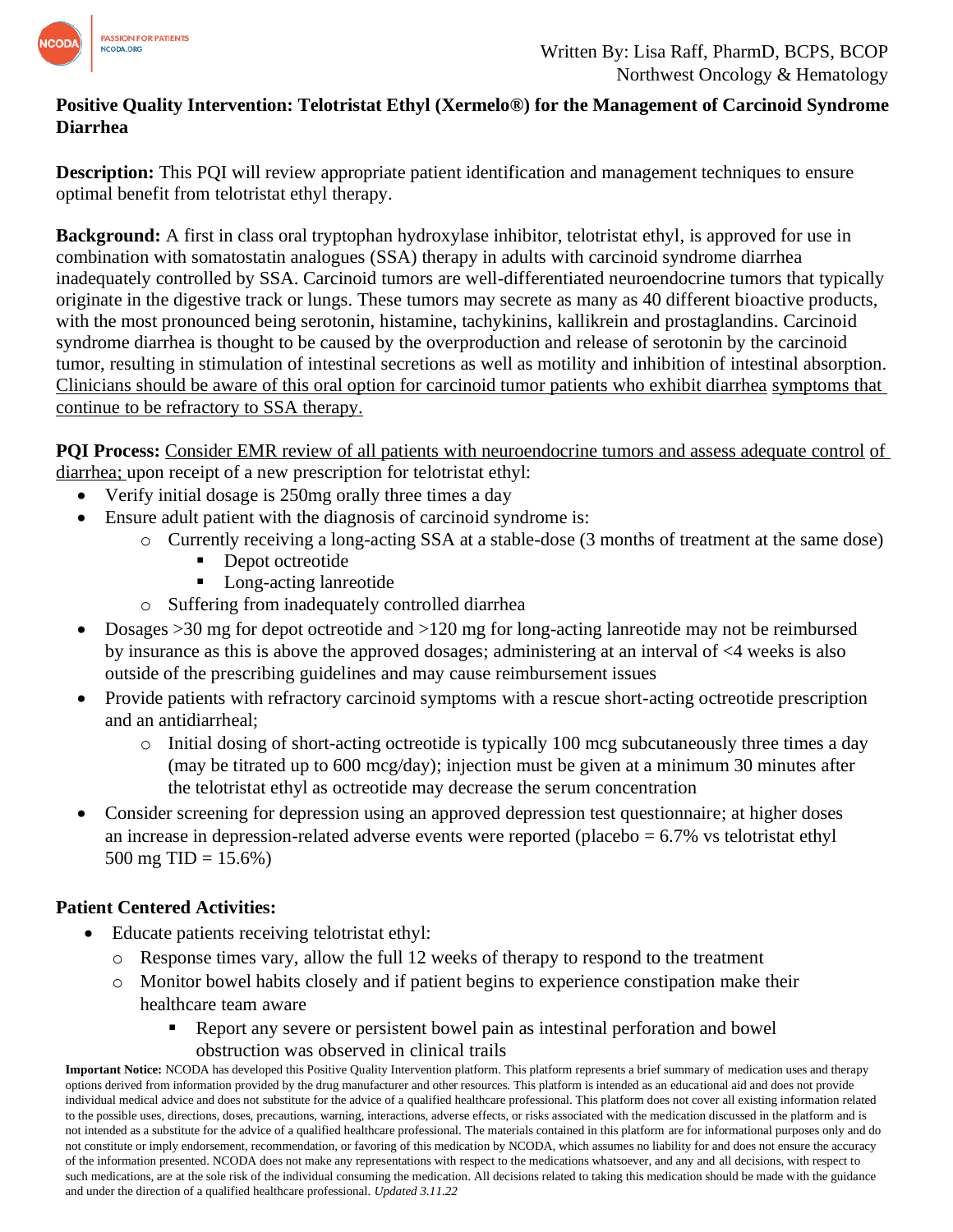Written By: Lisa Raff, PharmD, BCPS, BCOP
Northwest Oncology & Hematology

**Positive Quality Intervention: Telotristat Ethyl (Xermelo®) for the Management of Carcinoid Syndrome Diarrhea**

**Description:** This PQI will review appropriate patient identification and management techniques to ensure optimal benefit from telotristat ethyl therapy.

**Background:** A first in class oral tryptophan hydroxylase inhibitor, telotristat ethyl, is approved for use in combination with somatostatin analogues (SSA) therapy in adults with carcinoid syndrome diarrhea inadequately controlled by SSA. Carcinoid tumors are well-differentiated neuroendocrine tumors that typically originate in the digestive track or lungs. These tumors may secrete as many as 40 different bioactive products, with the most pronounced being serotonin, histamine, tachykinins, kallikrein and prostaglandins. Carcinoid syndrome diarrhea is thought to be caused by the overproduction and release of serotonin by the carcinoid tumor, resulting in stimulation of intestinal secretions as well as motility and inhibition of intestinal absorption. <u>Clinicians should be aware of this oral option for carcinoid tumor patients who exhibit diarrhea symptoms that continue to be refractory to SSA therapy.</u>

**PQI Process:** <u>Consider EMR review of all patients with neuroendocrine tumors and assess adequate control of diarrhea;</u> upon receipt of a new prescription for telotristat ethyl:

- Verify initial dosage is 250mg orally three times a day
- Ensure adult patient with the diagnosis of carcinoid syndrome is:
  - Currently receiving a long-acting SSA at a stable-dose (3 months of treatment at the same dose)
    - Depot octreotide
    - Long-acting lanreotide
  - Suffering from inadequately controlled diarrhea
- Dosages >30 mg for depot octreotide and >120 mg for long-acting lanreotide may not be reimbursed by insurance as this is above the approved dosages; administering at an interval of <4 weeks is also outside of the prescribing guidelines and may cause reimbursement issues
- Provide patients with refractory carcinoid symptoms with a rescue short-acting octreotide prescription and an antidiarrheal;
  - Initial dosing of short-acting octreotide is typically 100 mcg subcutaneously three times a day (may be titrated up to 600 mcg/day); injection must be given at a minimum 30 minutes after the telotristat ethyl as octreotide may decrease the serum concentration
- Consider screening for depression using an approved depression test questionnaire; at higher doses an increase in depression-related adverse events were reported (placebo = 6.7% vs telotristat ethyl 500 mg TID = 15.6%)

**Patient Centered Activities:**

- Educate patients receiving telotristat ethyl:
  - Response times vary, allow the full 12 weeks of therapy to respond to the treatment
  - Monitor bowel habits closely and if patient begins to experience constipation make their healthcare team aware
    - Report any severe or persistent bowel pain as intestinal perforation and bowel obstruction was observed in clinical trails

**Important Notice:** NCODA has developed this Positive Quality Intervention platform. This platform represents a brief summary of medication uses and therapy options derived from information provided by the drug manufacturer and other resources. This platform is intended as an educational aid and does not provide individual medical advice and does not substitute for the advice of a qualified healthcare professional. This platform does not cover all existing information related to the possible uses, directions, doses, precautions, warning, interactions, adverse effects, or risks associated with the medication discussed in the platform and is not intended as a substitute for the advice of a qualified healthcare professional. The materials contained in this platform are for informational purposes only and do not constitute or imply endorsement, recommendation, or favoring of this medication by NCODA, which assumes no liability for and does not ensure the accuracy of the information presented. NCODA does not make any representations with respect to the medications whatsoever, and any and all decisions, with respect to such medications, are at the sole risk of the individual consuming the medication. All decisions related to taking this medication should be made with the guidance and under the direction of a qualified healthcare professional. *Updated 3.11.22*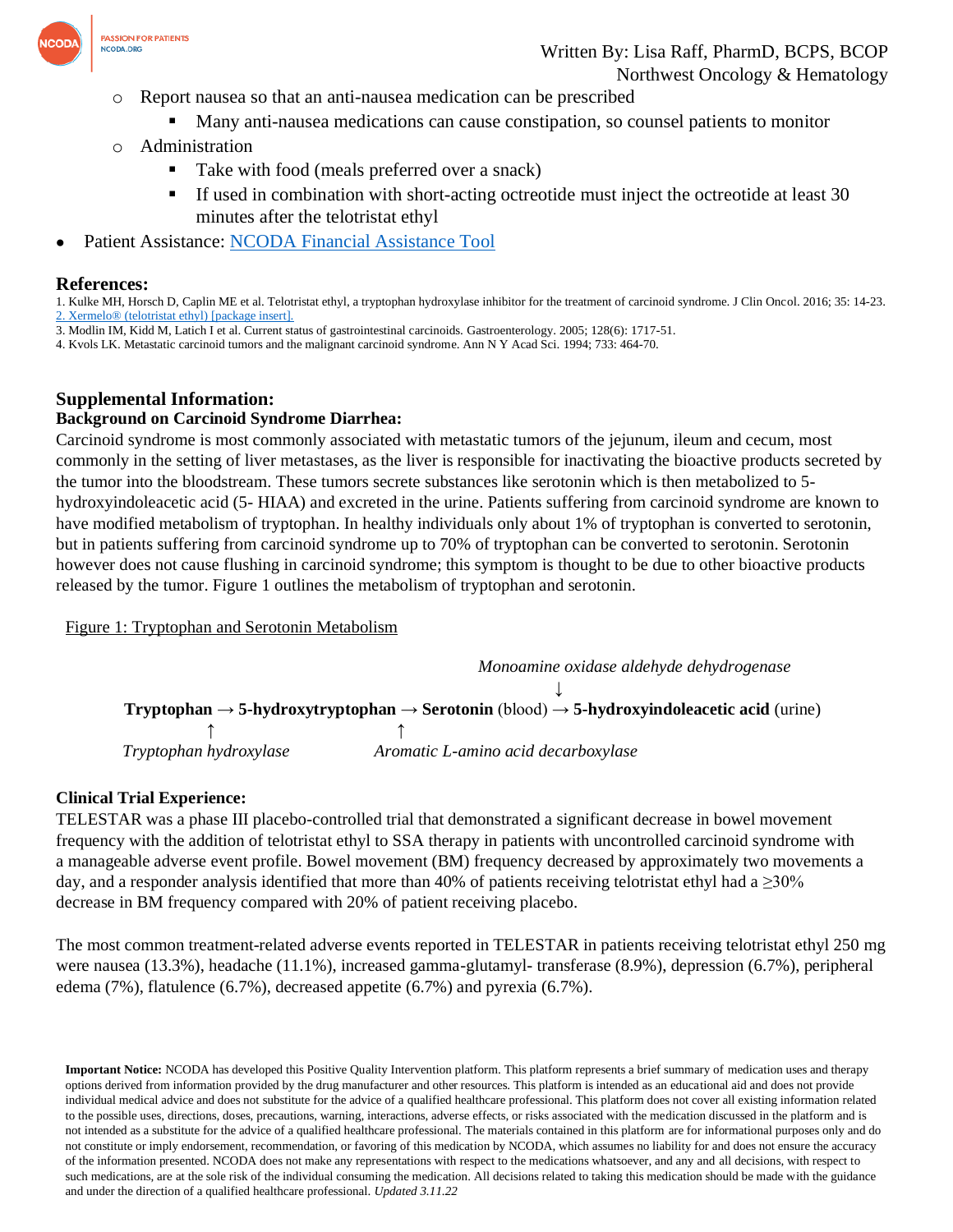- Report nausea so that an anti-nausea medication can be prescribed
  - Many anti-nausea medications can cause constipation, so counsel patients to monitor
- Administration
  - Take with food (meals preferred over a snack)
  - If used in combination with short-acting octreotide must inject the octreotide at least 30 minutes after the telotristat ethyl

- Patient Assistance: [NCODA Financial Assistance Tool](NCODA Financial Assistance Tool)

## References:

1. Kulke MH, Horsch D, Caplin ME et al. Telotristat ethyl, a tryptophan hydroxylase inhibitor for the treatment of carcinoid syndrome. J Clin Oncol. 2016; 35: 14-23.
2. Xermelo® (telotristat ethyl) [package insert].
3. Modlin IM, Kidd M, Latich I et al. Current status of gastrointestinal carcinoids. Gastroenterology. 2005; 128(6): 1717-51.
4. Kvols LK. Metastatic carcinoid tumors and the malignant carcinoid syndrome. Ann N Y Acad Sci. 1994; 733: 464-70.

## Supplemental Information:

### Background on Carcinoid Syndrome Diarrhea:

Carcinoid syndrome is most commonly associated with metastatic tumors of the jejunum, ileum and cecum, most commonly in the setting of liver metastases, as the liver is responsible for inactivating the bioactive products secreted by the tumor into the bloodstream. These tumors secrete substances like serotonin which is then metabolized to 5-hydroxyindoleacetic acid (5- HIAA) and excreted in the urine. Patients suffering from carcinoid syndrome are known to have modified metabolism of tryptophan. In healthy individuals only about 1% of tryptophan is converted to serotonin, but in patients suffering from carcinoid syndrome up to 70% of tryptophan can be converted to serotonin. Serotonin however does not cause flushing in carcinoid syndrome; this symptom is thought to be due to other bioactive products released by the tumor. Figure 1 outlines the metabolism of tryptophan and serotonin.

Figure 1: Tryptophan and Serotonin Metabolism

*Monoamine oxidase aldehyde dehydrogenase*

**Tryptophan** → **5-hydroxytryptophan** → **Serotonin** (blood) → **5-hydroxyindoleacetic acid** (urine)

*Tryptophan hydroxylase* *Aromatic L-amino acid decarboxylase*

### Clinical Trial Experience:

TELESTAR was a phase III placebo-controlled trial that demonstrated a significant decrease in bowel movement frequency with the addition of telotristat ethyl to SSA therapy in patients with uncontrolled carcinoid syndrome with a manageable adverse event profile. Bowel movement (BM) frequency decreased by approximately two movements a day, and a responder analysis identified that more than 40% of patients receiving telotristat ethyl had a ≥30% decrease in BM frequency compared with 20% of patient receiving placebo.

The most common treatment-related adverse events reported in TELESTAR in patients receiving telotristat ethyl 250 mg were nausea (13.3%), headache (11.1%), increased gamma-glutamyl- transferase (8.9%), depression (6.7%), peripheral edema (7%), flatulence (6.7%), decreased appetite (6.7%) and pyrexia (6.7%).

**Important Notice:** NCODA has developed this Positive Quality Intervention platform. This platform represents a brief summary of medication uses and therapy options derived from information provided by the drug manufacturer and other resources. This platform is intended as an educational aid and does not provide individual medical advice and does not substitute for the advice of a qualified healthcare professional. This platform does not cover all existing information related to the possible uses, directions, doses, precautions, warning, interactions, adverse effects, or risks associated with the medication discussed in the platform and is not intended as a substitute for the advice of a qualified healthcare professional. The materials contained in this platform are for informational purposes only and do not constitute or imply endorsement, recommendation, or favoring of this medication by NCODA, which assumes no liability for and does not ensure the accuracy of the information presented. NCODA does not make any representations with respect to the medications whatsoever, and any and all decisions, with respect to such medications, are at the sole risk of the individual consuming the medication. All decisions related to taking this medication should be made with the guidance and under the direction of a qualified healthcare professional. *Updated 3.11.22*